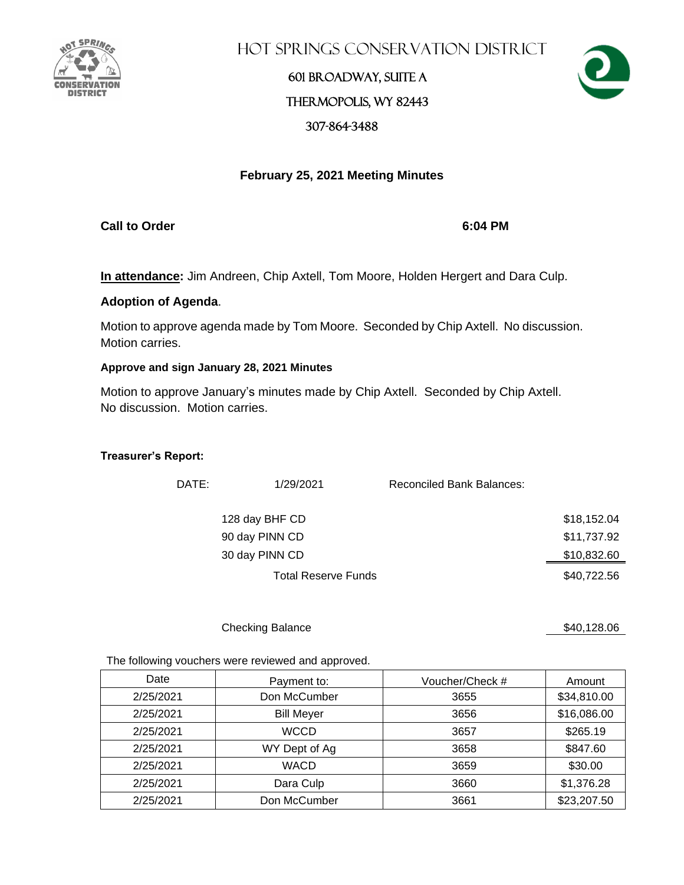# HOT SPRINGS CONSERVATION DISTRICT

601 BROADWAY, SUITE A

THERMOPOLIS, WY 82443

307-864-3488

## February 25, 2021 Meeting Minutes

**Call to Order** **6:04 PM**

**In attendance:** Jim Andreen, Chip Axtell, Tom Moore, Holden Hergert and Dara Culp.

**Adoption of Agenda**.

Motion to approve agenda made by Tom Moore. Seconded by Chip Axtell. No discussion. Motion carries.

**Approve and sign January 28, 2021 Minutes**

Motion to approve January's minutes made by Chip Axtell. Seconded by Chip Axtell. No discussion. Motion carries.

**Treasurer's Report:**

DATE: 1/29/2021 Reconciled Bank Balances:

| | |
|---|---|
| 128 day BHF CD | $18,152.04 |
| 90 day PINN CD | $11,737.92 |
| 30 day PINN CD | $10,832.60 |
| Total Reserve Funds | $40,722.56 |

| | |
|---|---|
| Checking Balance | $40,128.06 |

The following vouchers were reviewed and approved.

| Date | Payment to: | Voucher/Check # | Amount |
|---|---|---|---|
| 2/25/2021 | Don McCumber | 3655 | $34,810.00 |
| 2/25/2021 | Bill Meyer | 3656 | $16,086.00 |
| 2/25/2021 | WCCD | 3657 | $265.19 |
| 2/25/2021 | WY Dept of Ag | 3658 | $847.60 |
| 2/25/2021 | WACD | 3659 | $30.00 |
| 2/25/2021 | Dara Culp | 3660 | $1,376.28 |
| 2/25/2021 | Don McCumber | 3661 | $23,207.50 |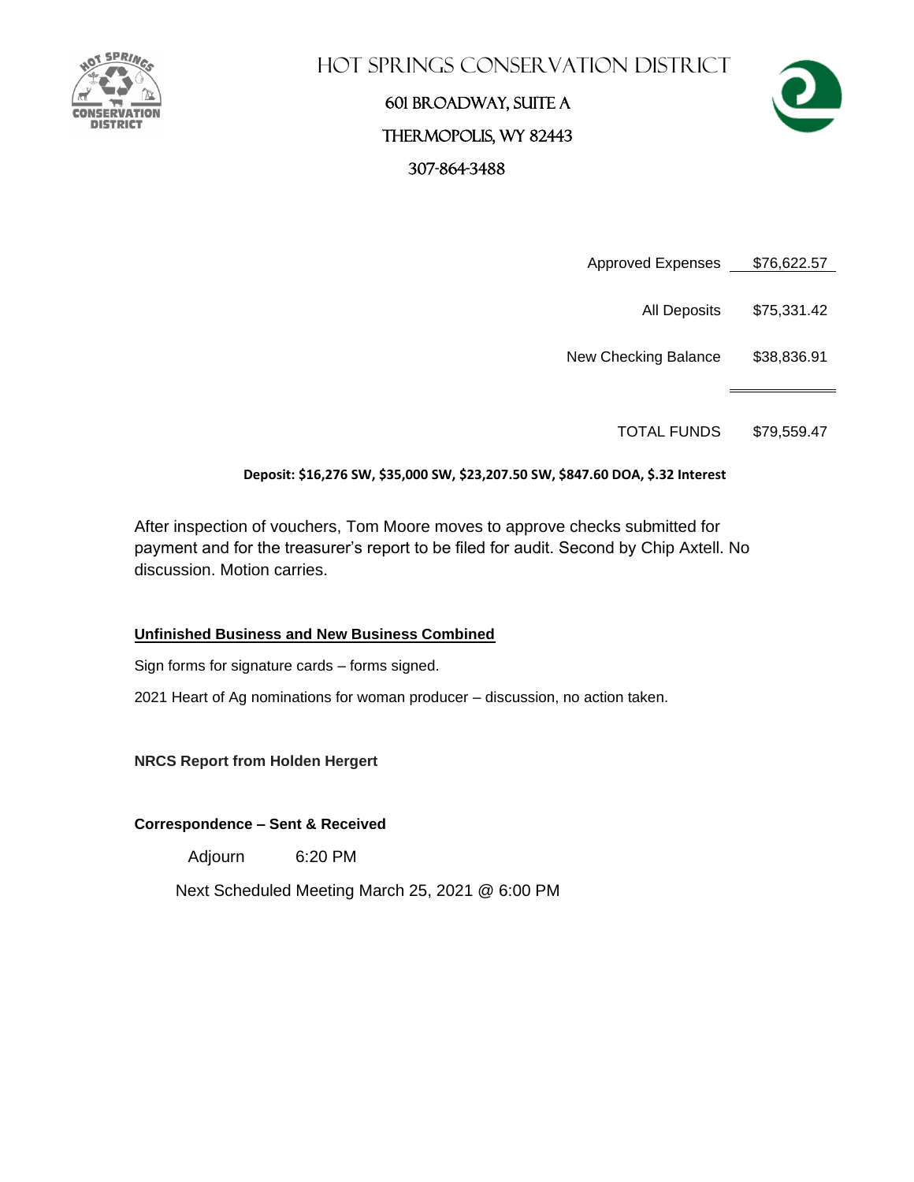# HOT SPRINGS CONSERVATION DISTRICT

601 BROADWAY, SUITE A

THERMOPOLIS, WY 82443

307-864-3488

| | |
|---|---|
| Approved Expenses | $76,622.57 |
| All Deposits | $75,331.42 |
| New Checking Balance | $38,836.91 |
| TOTAL FUNDS | $79,559.47 |

**Deposit: $16,276 SW, $35,000 SW, $23,207.50 SW, $847.60 DOA, $.32 Interest**

After inspection of vouchers, Tom Moore moves to approve checks submitted for payment and for the treasurer's report to be filed for audit. Second by Chip Axtell. No discussion. Motion carries.

**Unfinished Business and New Business Combined**

Sign forms for signature cards – forms signed.

2021 Heart of Ag nominations for woman producer – discussion, no action taken.

**NRCS Report from Holden Hergert**

**Correspondence – Sent & Received**

Adjourn 6:20 PM

Next Scheduled Meeting March 25, 2021 @ 6:00 PM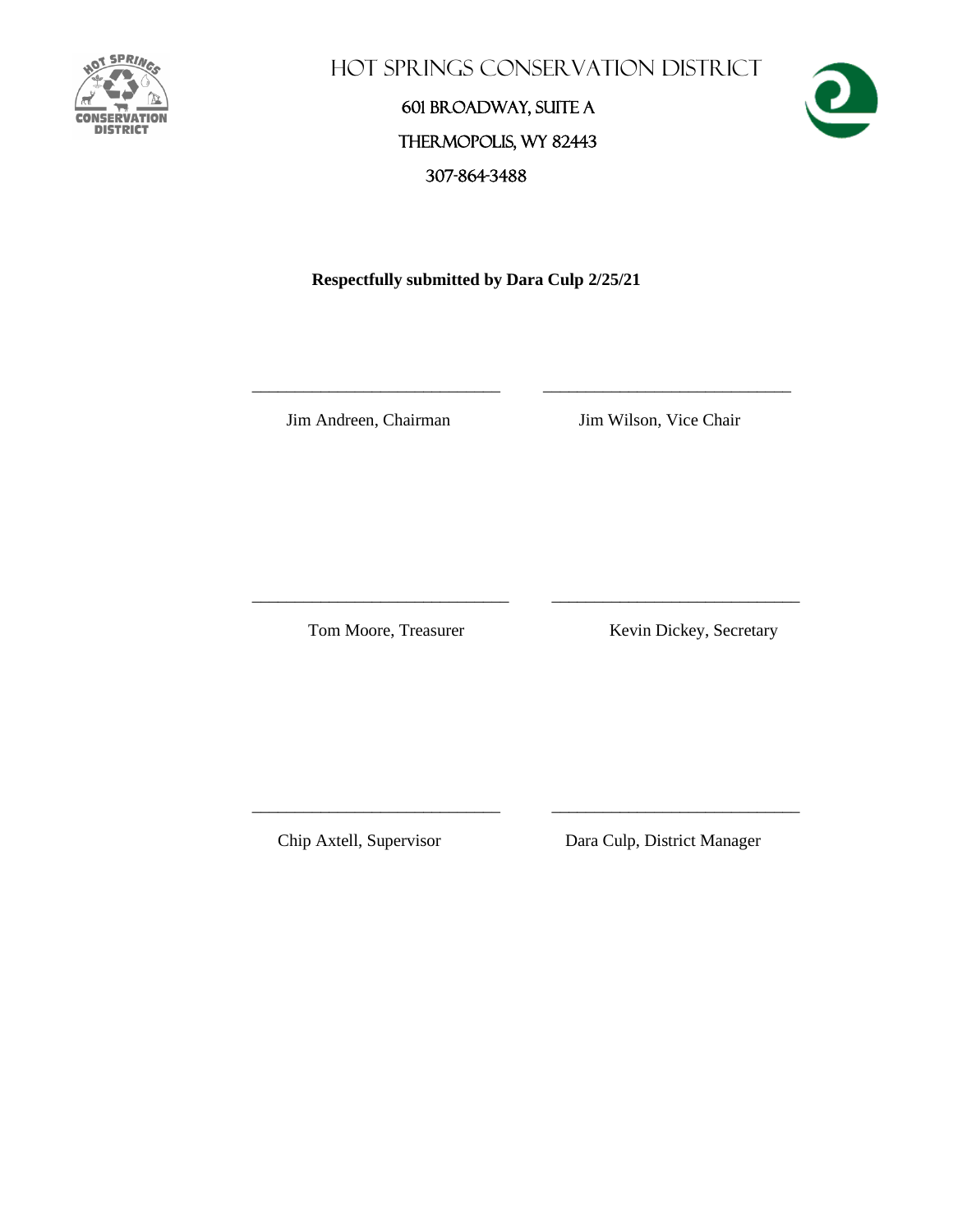# Hot Springs Conservation District

601 Broadway, Suite A

Thermopolis, WY 82443

307-864-3488

**Respectfully submitted by Dara Culp 2/25/21**

| | |
|---|---|
| ______________________________ | ______________________________ |
| Jim Andreen, Chairman | Jim Wilson, Vice Chair |
| ______________________________ | ______________________________ |
| Tom Moore, Treasurer | Kevin Dickey, Secretary |
| ______________________________ | ______________________________ |
| Chip Axtell, Supervisor | Dara Culp, District Manager |